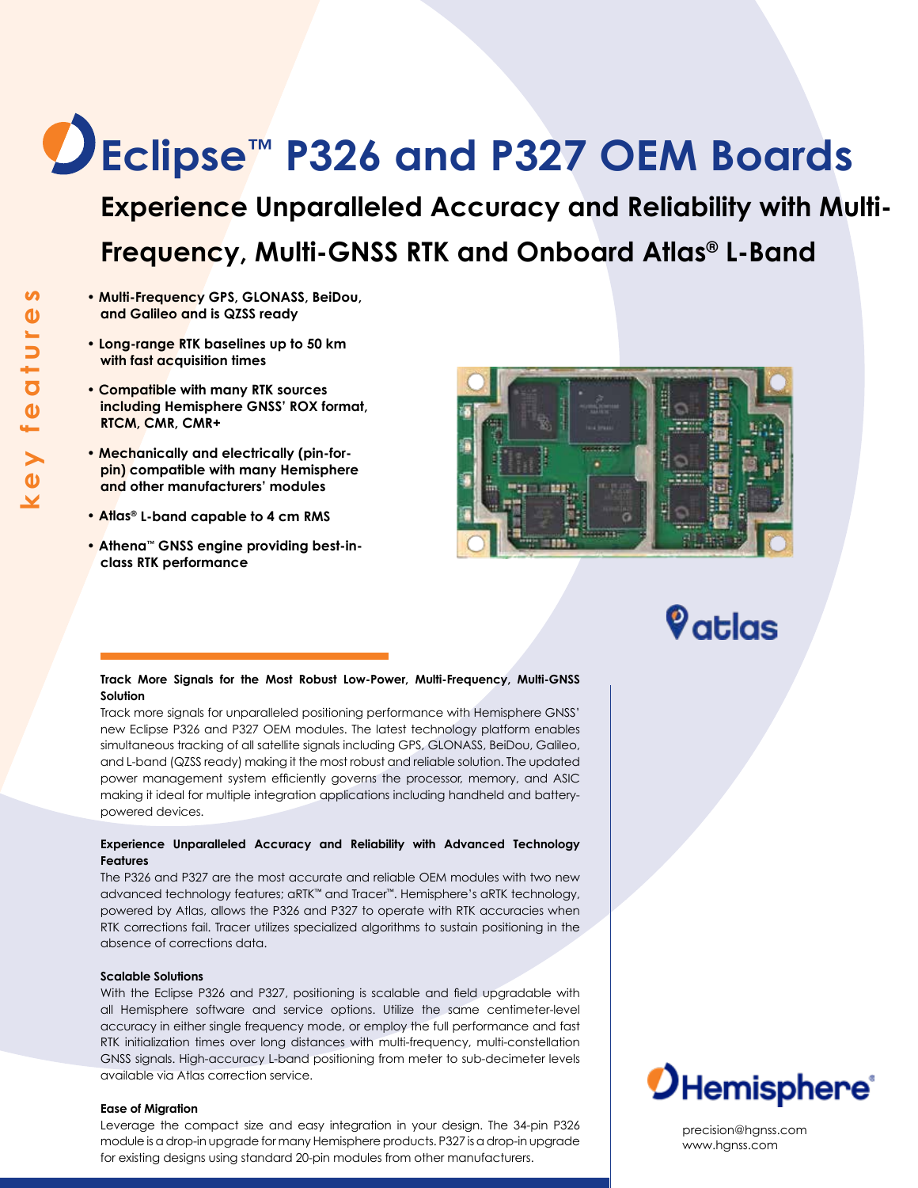# Eclipse™ P326 and P327 OEM Boards

## Experience Unparalleled Accuracy and Reliability with Multi-Frequency, Multi-GNSS RTK and Onboard Atlas® L-Band

**key features**

- **Multi-Frequency GPS, GLONASS, BeiDou, and Galileo and is QZSS ready**
- **Long-range RTK baselines up to 50 km with fast acquisition times**
- **Compatible with many RTK sources including Hemisphere GNSS' ROX format, RTCM, CMR, CMR+**
- **Mechanically and electrically (pin-for-pin) compatible with many Hemisphere and other manufacturers' modules**
- **Atlas® L-band capable to 4 cm RMS**
- **Athena™ GNSS engine providing best-in-class RTK performance**

atlas

### Track More Signals for the Most Robust Low-Power, Multi-Frequency, Multi-GNSS Solution

Track more signals for unparalleled positioning performance with Hemisphere GNSS' new Eclipse P326 and P327 OEM modules. The latest technology platform enables simultaneous tracking of all satellite signals including GPS, GLONASS, BeiDou, Galileo, and L-band (QZSS ready) making it the most robust and reliable solution. The updated power management system efficiently governs the processor, memory, and ASIC making it ideal for multiple integration applications including handheld and battery-powered devices.

### Experience Unparalleled Accuracy and Reliability with Advanced Technology Features

The P326 and P327 are the most accurate and reliable OEM modules with two new advanced technology features; aRTK™ and Tracer™. Hemisphere's aRTK technology, powered by Atlas, allows the P326 and P327 to operate with RTK accuracies when RTK corrections fail. Tracer utilizes specialized algorithms to sustain positioning in the absence of corrections data.

### Scalable Solutions

With the Eclipse P326 and P327, positioning is scalable and field upgradable with all Hemisphere software and service options. Utilize the same centimeter-level accuracy in either single frequency mode, or employ the full performance and fast RTK initialization times over long distances with multi-frequency, multi-constellation GNSS signals. High-accuracy L-band positioning from meter to sub-decimeter levels available via Atlas correction service.

### Ease of Migration

Leverage the compact size and easy integration in your design. The 34-pin P326 module is a drop-in upgrade for many Hemisphere products. P327 is a drop-in upgrade for existing designs using standard 20-pin modules from other manufacturers.

Hemisphere®

precision@hgnss.com
www.hgnss.com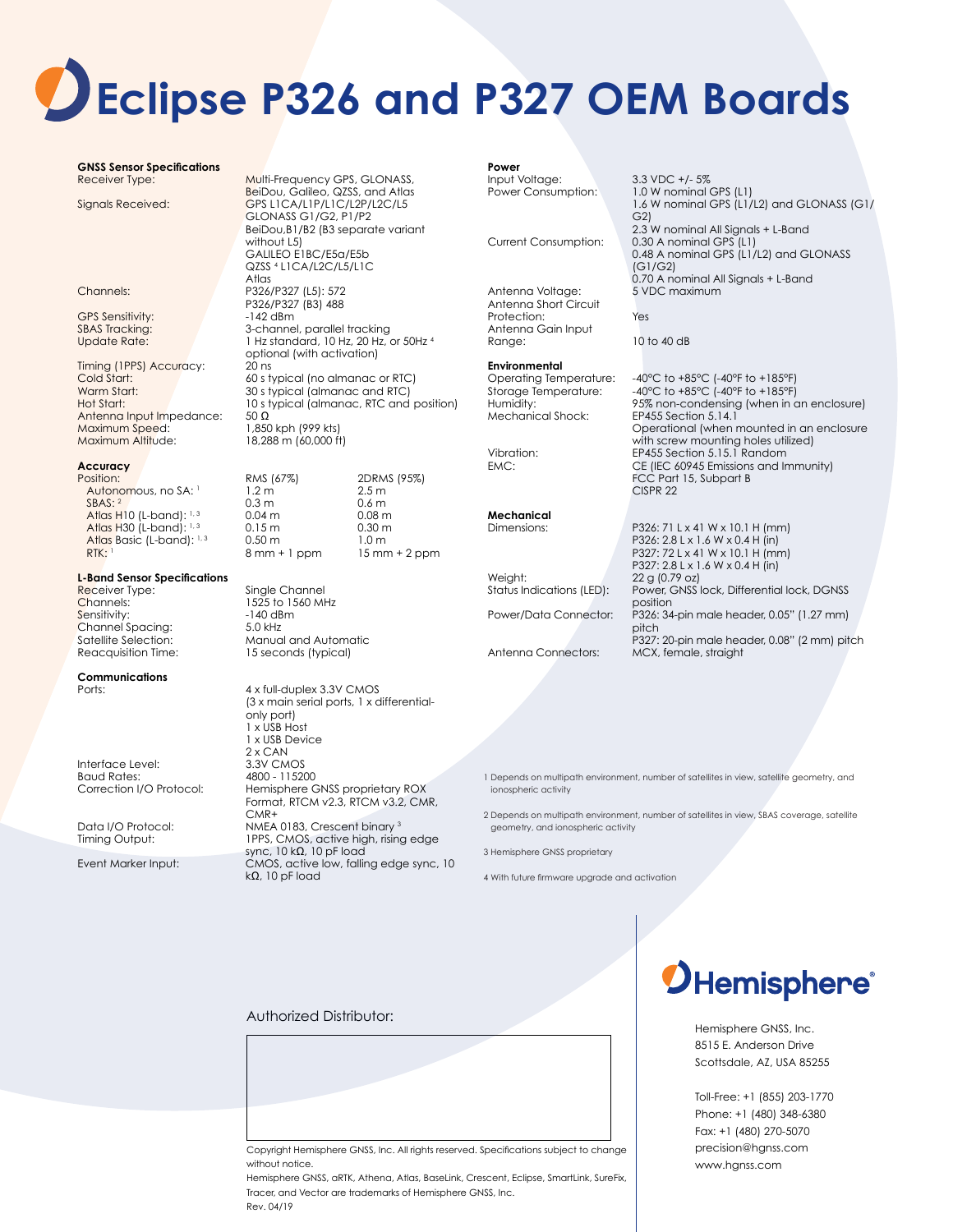# Eclipse P326 and P327 OEM Boards

### GNSS Sensor Specifications

| | |
|---|---|
| Receiver Type: | Multi-Frequency GPS, GLONASS, BeiDou, Galileo, QZSS, and Atlas |
| Signals Received: | GPS L1CA/L1P/L1C/L2P/L2C/L5<br>GLONASS G1/G2, P1/P2<br>BeiDou,B1/B2 (B3 separate variant without L5)<br>GALILEO E1BC/E5a/E5b<br>QZSS [4] L1CA/L2C/L5/L1C<br>Atlas |
| Channels: | P326/P327 (L5): 572<br>P326/P327 (B3) 488 |
| GPS Sensitivity: | -142 dBm |
| SBAS Tracking: | 3-channel, parallel tracking |
| Update Rate: | 1 Hz standard, 10 Hz, 20 Hz, or 50Hz [4] optional (with activation) |
| Timing (1PPS) Accuracy: | 20 ns |
| Cold Start: | 60 s typical (no almanac or RTC) |
| Warm Start: | 30 s typical (almanac and RTC) |
| Hot Start: | 10 s typical (almanac, RTC and position) |
| Antenna Input Impedance: | 50 Ω |
| Maximum Speed: | 1,850 kph (999 kts) |
| Maximum Altitude: | 18,288 m (60,000 ft) |

### Accuracy

| Position: | RMS (67%) | 2DRMS (95%) |
|---|---|---|
| Autonomous, no SA: [1] | 1.2 m | 2.5 m |
| SBAS: [2] | 0.3 m | 0.6 m |
| Atlas H10 (L-band): [1, 3] | 0.04 m | 0.08 m |
| Atlas H30 (L-band): [1, 3] | 0.15 m | 0.30 m |
| Atlas Basic (L-band): [1, 3] | 0.50 m | 1.0 m |
| RTK: [1] | 8 mm + 1 ppm | 15 mm + 2 ppm |

### L-Band Sensor Specifications

| | |
|---|---|
| Receiver Type: | Single Channel |
| Channels: | 1525 to 1560 MHz |
| Sensitivity: | -140 dBm |
| Channel Spacing: | 5.0 kHz |
| Satellite Selection: | Manual and Automatic |
| Reacquisition Time: | 15 seconds (typical) |

### Communications

| | |
|---|---|
| Ports: | 4 x full-duplex 3.3V CMOS (3 x main serial ports, 1 x differential-only port)<br>1 x USB Host<br>1 x USB Device<br>2 x CAN |
| Interface Level: | 3.3V CMOS |
| Baud Rates: | 4800 - 115200 |
| Correction I/O Protocol: | Hemisphere GNSS proprietary ROX Format, RTCM v2.3, RTCM v3.2, CMR, CMR+ |
| Data I/O Protocol: | NMEA 0183, Crescent binary [3] |
| Timing Output: | 1PPS, CMOS, active high, rising edge sync, 10 kΩ, 10 pF load |
| Event Marker Input: | CMOS, active low, falling edge sync, 10 kΩ, 10 pF load |

### Power

| | |
|---|---|
| Input Voltage: | 3.3 VDC +/- 5% |
| Power Consumption: | 1.0 W nominal GPS (L1)<br>1.6 W nominal GPS (L1/L2) and GLONASS (G1/G2)<br>2.3 W nominal All Signals + L-Band |
| Current Consumption: | 0.30 A nominal GPS (L1)<br>0.48 A nominal GPS (L1/L2) and GLONASS (G1/G2)<br>0.70 A nominal All Signals + L-Band |
| Antenna Voltage: | 5 VDC maximum |
| Antenna Short Circuit Protection: | Yes |
| Antenna Gain Input Range: | 10 to 40 dB |

### Environmental

| | |
|---|---|
| Operating Temperature: | -40°C to +85°C (-40°F to +185°F) |
| Storage Temperature: | -40°C to +85°C (-40°F to +185°F) |
| Humidity: | 95% non-condensing (when in an enclosure) |
| Mechanical Shock: | EP455 Section 5.14.1<br>Operational (when mounted in an enclosure with screw mounting holes utilized) |
| Vibration: | EP455 Section 5.15.1 Random |
| EMC: | CE (IEC 60945 Emissions and Immunity)<br>FCC Part 15, Subpart B<br>CISPR 22 |

### Mechanical

| | |
|---|---|
| Dimensions: | P326: 71 L x 41 W x 10.1 H (mm)<br>P326: 2.8 L x 1.6 W x 0.4 H (in)<br>P327: 72 L x 41 W x 10.1 H (mm)<br>P327: 2.8 L x 1.6 W x 0.4 H (in) |
| Weight: | 22 g (0.79 oz) |
| Status Indications (LED): | Power, GNSS lock, Differential lock, DGNSS position |
| Power/Data Connector: | P326: 34-pin male header, 0.05" (1.27 mm) pitch<br>P327: 20-pin male header, 0.08" (2 mm) pitch |
| Antenna Connectors: | MCX, female, straight |

1 Depends on multipath environment, number of satellites in view, satellite geometry, and ionospheric activity

2 Depends on multipath environment, number of satellites in view, SBAS coverage, satellite geometry, and ionospheric activity

3 Hemisphere GNSS proprietary

4 With future firmware upgrade and activation

Authorized Distributor:

Copyright Hemisphere GNSS, Inc. All rights reserved. Specifications subject to change without notice.

Hemisphere GNSS, aRTK, Athena, Atlas, BaseLink, Crescent, Eclipse, SmartLink, SureFix, Tracer, and Vector are trademarks of Hemisphere GNSS, Inc.

Rev. 04/19

Hemisphere®

Hemisphere GNSS, Inc.
8515 E. Anderson Drive
Scottsdale, AZ, USA 85255

Toll-Free: +1 (855) 203-1770
Phone: +1 (480) 348-6380
Fax: +1 (480) 270-5070
precision@hgnss.com
www.hgnss.com